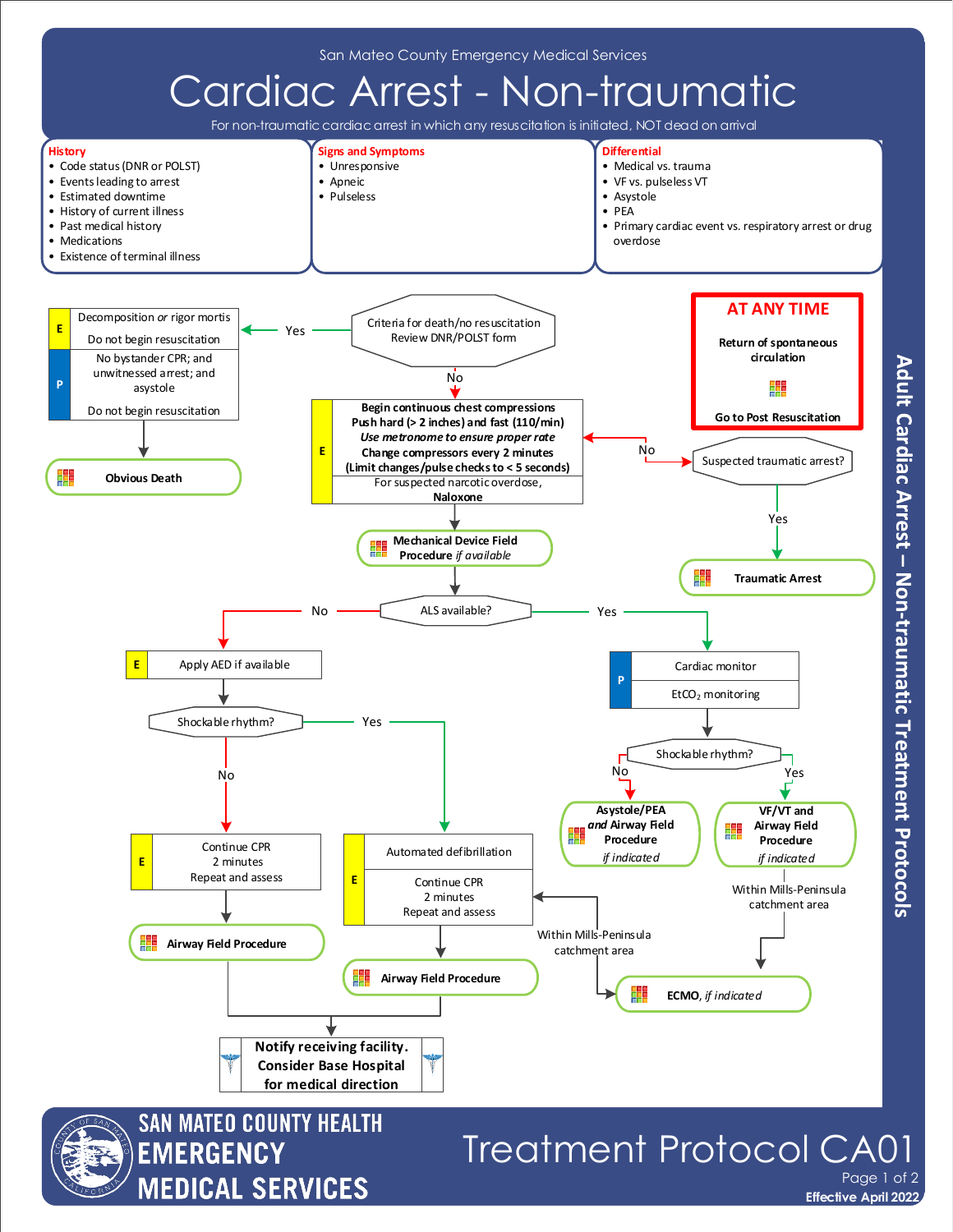San Mateo County Emergency Medical Services

# Cardiac Arrest - Non-traumatic

For non-traumatic cardiac arrest in which any resuscitation is initiated, NOT dead on arrival

**History**
- Code status (DNR or POLST)
- Events leading to arrest
- Estimated downtime
- History of current illness
- Past medical history
- Medications
- Existence of terminal illness

**Signs and Symptoms**
- Unresponsive
- Apneic
- Pulseless

**Differential**
- Medical vs. trauma
- VF vs. pulseless VT
- Asystole
- PEA
- Primary cardiac event vs. respiratory arrest or drug overdose

**AT ANY TIME**

**Return of spontaneous circulation**

**Go to Post Resuscitation**

Criteria for death/no resuscitation
Review DNR/POLST form

- Yes →
  - **E**: Decomposition *or* rigor mortis — Do not begin resuscitation
  - **P**: No bystander CPR; and unwitnessed arrest; and asystole — Do not begin resuscitation
  - → **Obvious Death**
- No →

**E**
**Begin continuous chest compressions**
**Push hard (> 2 inches) and fast (110/min)**
***Use metronome to ensure proper rate***
**Change compressors every 2 minutes**
**(Limit changes/pulse checks to < 5 seconds)**
For suspected narcotic overdose, **Naloxone**

Suspected traumatic arrest?
- No → Begin continuous chest compressions
- Yes → **Traumatic Arrest**

**Mechanical Device Field Procedure** *if available*

ALS available?

- No →
  - **E**: Apply AED if available
  - Shockable rhythm?
    - No →
      - **E**: Continue CPR 2 minutes; Repeat and assess
      - **Airway Field Procedure**
    - Yes →
      - **E**: Automated defibrillation; Continue CPR 2 minutes; Repeat and assess
      - **Airway Field Procedure**
      - Within Mills-Peninsula catchment area → **ECMO**, *if indicated*
  - **Notify receiving facility. Consider Base Hospital for medical direction**
- Yes →
  - **P**: Cardiac monitor; $EtCO_2$ monitoring
  - Shockable rhythm?
    - No → **Asystole/PEA *and* Airway Field Procedure** *if indicated*
    - Yes → **VF/VT and Airway Field Procedure** *if indicated*
      - Within Mills-Peninsula catchment area → **ECMO**, *if indicated*

Adult Cardiac Arrest – Non-traumatic Treatment Protocols

SAN MATEO COUNTY HEALTH EMERGENCY MEDICAL SERVICES

Treatment Protocol CA01

**Effective April 2022**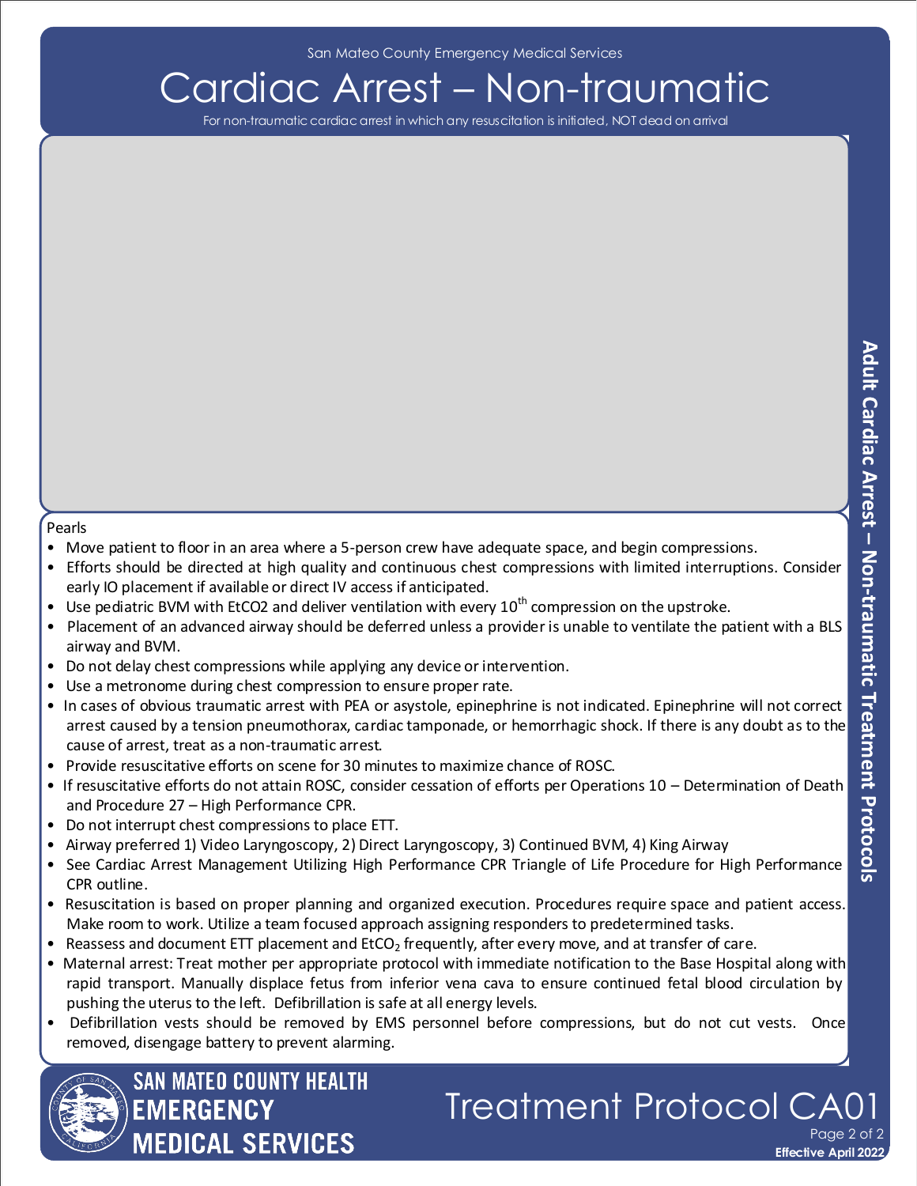San Mateo County Emergency Medical Services

# Cardiac Arrest – Non-traumatic

For non-traumatic cardiac arrest in which any resuscitation is initiated, NOT dead on arrival

## Pearls

- Move patient to floor in an area where a 5-person crew have adequate space, and begin compressions.
- Efforts should be directed at high quality and continuous chest compressions with limited interruptions. Consider early IO placement if available or direct IV access if anticipated.
- Use pediatric BVM with EtCO2 and deliver ventilation with every 10th compression on the upstroke.
- Placement of an advanced airway should be deferred unless a provider is unable to ventilate the patient with a BLS airway and BVM.
- Do not delay chest compressions while applying any device or intervention.
- Use a metronome during chest compression to ensure proper rate.
- In cases of obvious traumatic arrest with PEA or asystole, epinephrine is not indicated. Epinephrine will not correct arrest caused by a tension pneumothorax, cardiac tamponade, or hemorrhagic shock. If there is any doubt as to the cause of arrest, treat as a non-traumatic arrest.
- Provide resuscitative efforts on scene for 30 minutes to maximize chance of ROSC.
- If resuscitative efforts do not attain ROSC, consider cessation of efforts per Operations 10 – Determination of Death and Procedure 27 – High Performance CPR.
- Do not interrupt chest compressions to place ETT.
- Airway preferred 1) Video Laryngoscopy, 2) Direct Laryngoscopy, 3) Continued BVM, 4) King Airway
- See Cardiac Arrest Management Utilizing High Performance CPR Triangle of Life Procedure for High Performance CPR outline.
- Resuscitation is based on proper planning and organized execution. Procedures require space and patient access. Make room to work. Utilize a team focused approach assigning responders to predetermined tasks.
- Reassess and document ETT placement and $EtCO_2$ frequently, after every move, and at transfer of care.
- Maternal arrest: Treat mother per appropriate protocol with immediate notification to the Base Hospital along with rapid transport. Manually displace fetus from inferior vena cava to ensure continued fetal blood circulation by pushing the uterus to the left. Defibrillation is safe at all energy levels.
- Defibrillation vests should be removed by EMS personnel before compressions, but do not cut vests. Once removed, disengage battery to prevent alarming.

Adult Cardiac Arrest – Non-traumatic Treatment Protocols

SAN MATEO COUNTY HEALTH EMERGENCY MEDICAL SERVICES

Treatment Protocol CA01

Effective April 2022